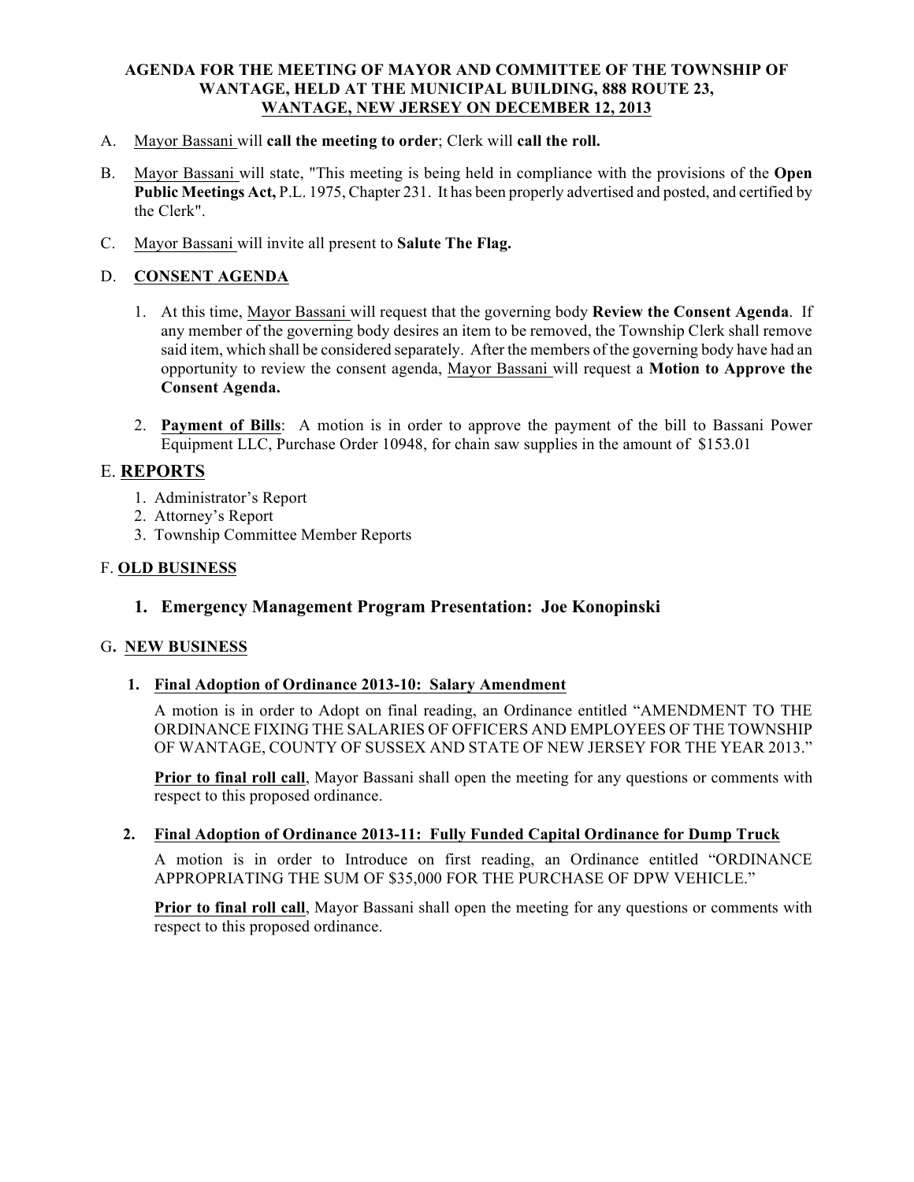# AGENDA FOR THE MEETING OF MAYOR AND COMMITTEE OF THE TOWNSHIP OF WANTAGE, HELD AT THE MUNICIPAL BUILDING, 888 ROUTE 23, WANTAGE, NEW JERSEY ON DECEMBER 12, 2013

A. Mayor Bassani will **call the meeting to order**; Clerk will **call the roll.**

B. Mayor Bassani will state, "This meeting is being held in compliance with the provisions of the **Open Public Meetings Act,** P.L. 1975, Chapter 231. It has been properly advertised and posted, and certified by the Clerk".

C. Mayor Bassani will invite all present to **Salute The Flag.**

## D. CONSENT AGENDA

1. At this time, Mayor Bassani will request that the governing body **Review the Consent Agenda**. If any member of the governing body desires an item to be removed, the Township Clerk shall remove said item, which shall be considered separately. After the members of the governing body have had an opportunity to review the consent agenda, Mayor Bassani will request a **Motion to Approve the Consent Agenda.**

2. **Payment of Bills**: A motion is in order to approve the payment of the bill to Bassani Power Equipment LLC, Purchase Order 10948, for chain saw supplies in the amount of $153.01

## E. REPORTS

1. Administrator's Report
2. Attorney's Report
3. Township Committee Member Reports

## F. OLD BUSINESS

### 1. Emergency Management Program Presentation: Joe Konopinski

## G. NEW BUSINESS

**1. Final Adoption of Ordinance 2013-10: Salary Amendment**

A motion is in order to Adopt on final reading, an Ordinance entitled "AMENDMENT TO THE ORDINANCE FIXING THE SALARIES OF OFFICERS AND EMPLOYEES OF THE TOWNSHIP OF WANTAGE, COUNTY OF SUSSEX AND STATE OF NEW JERSEY FOR THE YEAR 2013."

**Prior to final roll call**, Mayor Bassani shall open the meeting for any questions or comments with respect to this proposed ordinance.

**2. Final Adoption of Ordinance 2013-11: Fully Funded Capital Ordinance for Dump Truck**

A motion is in order to Introduce on first reading, an Ordinance entitled "ORDINANCE APPROPRIATING THE SUM OF $35,000 FOR THE PURCHASE OF DPW VEHICLE."

**Prior to final roll call**, Mayor Bassani shall open the meeting for any questions or comments with respect to this proposed ordinance.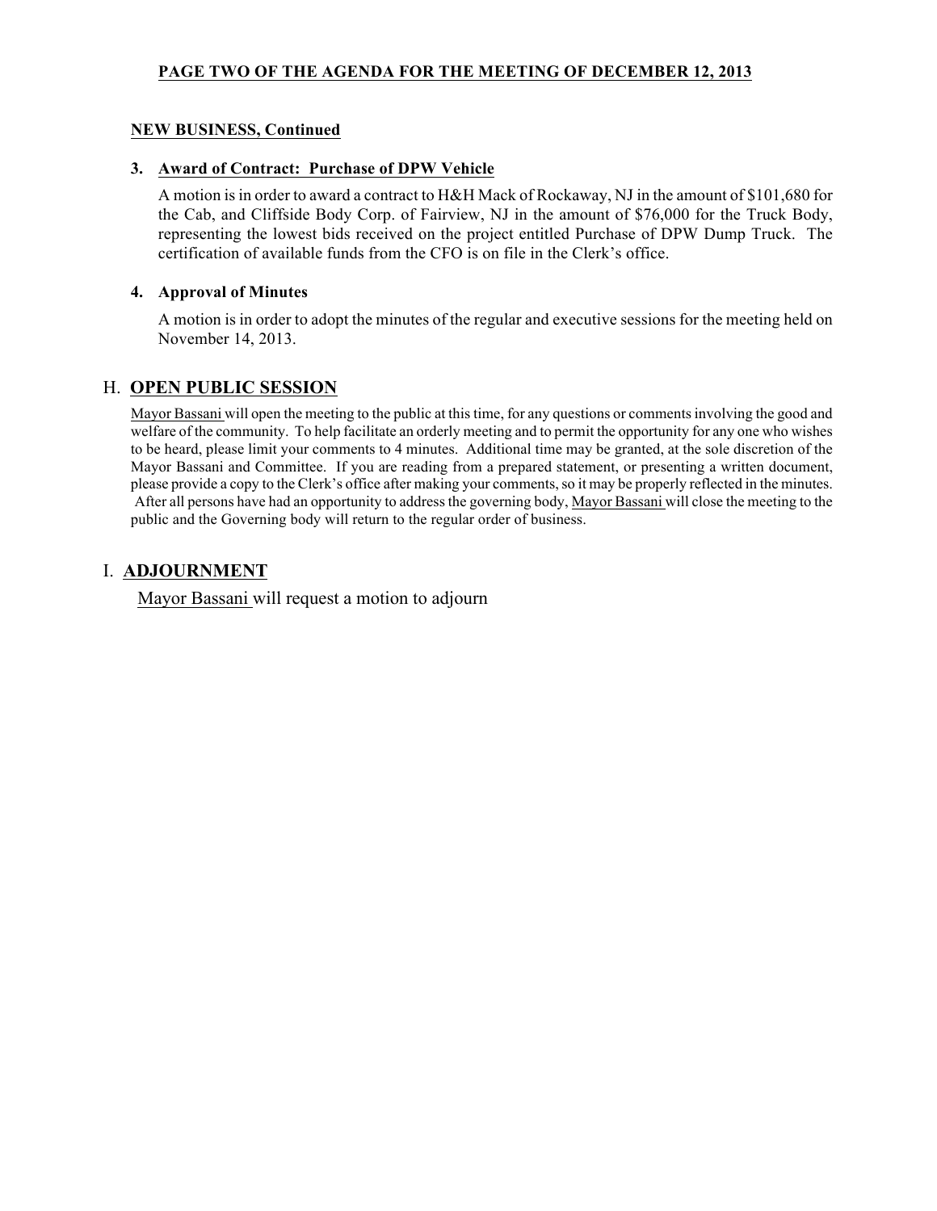**PAGE TWO OF THE AGENDA FOR THE MEETING OF DECEMBER 12, 2013**

**NEW BUSINESS, Continued**

3. **Award of Contract: Purchase of DPW Vehicle**

   A motion is in order to award a contract to H&H Mack of Rockaway, NJ in the amount of $101,680 for the Cab, and Cliffside Body Corp. of Fairview, NJ in the amount of $76,000 for the Truck Body, representing the lowest bids received on the project entitled Purchase of DPW Dump Truck. The certification of available funds from the CFO is on file in the Clerk's office.

4. **Approval of Minutes**

   A motion is in order to adopt the minutes of the regular and executive sessions for the meeting held on November 14, 2013.

## H. OPEN PUBLIC SESSION

Mayor Bassani will open the meeting to the public at this time, for any questions or comments involving the good and welfare of the community. To help facilitate an orderly meeting and to permit the opportunity for any one who wishes to be heard, please limit your comments to 4 minutes. Additional time may be granted, at the sole discretion of the Mayor Bassani and Committee. If you are reading from a prepared statement, or presenting a written document, please provide a copy to the Clerk's office after making your comments, so it may be properly reflected in the minutes. After all persons have had an opportunity to address the governing body, Mayor Bassani will close the meeting to the public and the Governing body will return to the regular order of business.

## I. ADJOURNMENT

Mayor Bassani will request a motion to adjourn